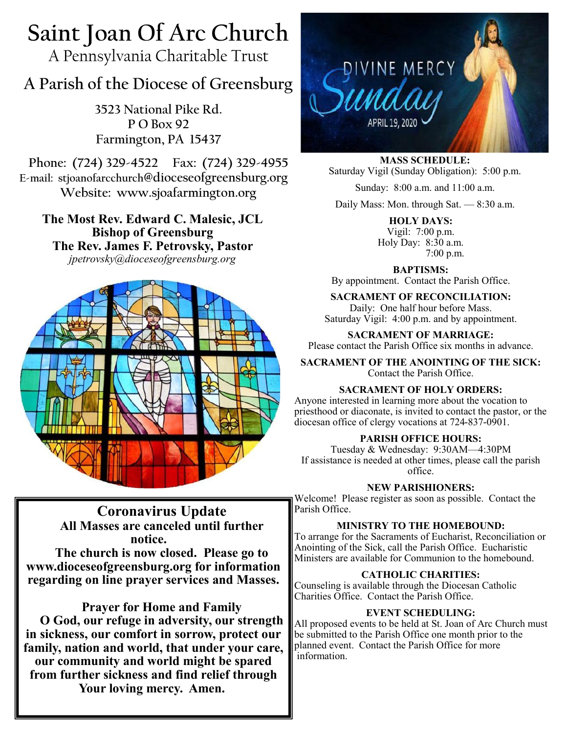# Saint Joan Of Arc Church

A Pennsylvania Charitable Trust

## A Parish of the Diocese of Greensburg

3523 National Pike Rd.
P O Box 92
Farmington, PA 15437

Phone: (724) 329-4522 Fax: (724) 329-4955
E-mail: stjoanofarcchurch@dioceseofgreensburg.org
Website: www.sjoafarmington.org

**The Most Rev. Edward C. Malesic, JCL**
**Bishop of Greensburg**
**The Rev. James F. Petrovsky, Pastor**
*jpetrovsky@dioceseofgreensburg.org*

DIVINE MERCY Sunday APRIL 19, 2020

**MASS SCHEDULE:**
Saturday Vigil (Sunday Obligation): 5:00 p.m.

Sunday: 8:00 a.m. and 11:00 a.m.

Daily Mass: Mon. through Sat. — 8:30 a.m.

**HOLY DAYS:**
Vigil: 7:00 p.m.
Holy Day: 8:30 a.m.
7:00 p.m.

**BAPTISMS:**
By appointment. Contact the Parish Office.

**SACRAMENT OF RECONCILIATION:**
Daily: One half hour before Mass.
Saturday Vigil: 4:00 p.m. and by appointment.

**SACRAMENT OF MARRIAGE:**
Please contact the Parish Office six months in advance.

**SACRAMENT OF THE ANOINTING OF THE SICK:**
Contact the Parish Office.

**SACRAMENT OF HOLY ORDERS:**
Anyone interested in learning more about the vocation to priesthood or diaconate, is invited to contact the pastor, or the diocesan office of clergy vocations at 724-837-0901.

**PARISH OFFICE HOURS:**
Tuesday & Wednesday: 9:30AM—4:30PM
If assistance is needed at other times, please call the parish office.

**NEW PARISHIONERS:**
Welcome! Please register as soon as possible. Contact the Parish Office.

**MINISTRY TO THE HOMEBOUND:**
To arrange for the Sacraments of Eucharist, Reconciliation or Anointing of the Sick, call the Parish Office. Eucharistic Ministers are available for Communion to the homebound.

**CATHOLIC CHARITIES:**
Counseling is available through the Diocesan Catholic Charities Office. Contact the Parish Office.

**EVENT SCHEDULING:**
All proposed events to be held at St. Joan of Arc Church must be submitted to the Parish Office one month prior to the planned event. Contact the Parish Office for more information.

## Coronavirus Update

**All Masses are canceled until further notice.**

**The church is now closed. Please go to www.dioceseofgreensburg.org for information regarding on line prayer services and Masses.**

**Prayer for Home and Family**

**O God, our refuge in adversity, our strength in sickness, our comfort in sorrow, protect our family, nation and world, that under your care, our community and world might be spared from further sickness and find relief through Your loving mercy. Amen.**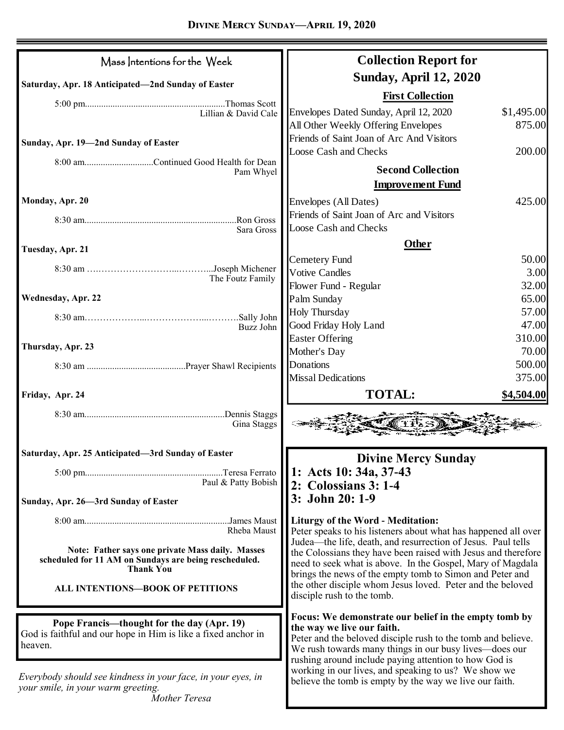## Mass Intentions for the Week

**Saturday, Apr. 18 Anticipated—2nd Sunday of Easter**

5:00 pm............................................................Thomas Scott
Lillian & David Cale

**Sunday, Apr. 19—2nd Sunday of Easter**

8:00 am.............................Continued Good Health for Dean
Pam Whyel

**Monday, Apr. 20**

8:30 am..................................................................Ron Gross
Sara Gross

**Tuesday, Apr. 21**

8:30 am …………………………...………...Joseph Michener
The Foutz Family

**Wednesday, Apr. 22**

8:30 am………………...………………...……….Sally John
Buzz John

**Thursday, Apr. 23**

8:30 am ...........................................Prayer Shawl Recipients

**Friday, Apr. 24**

8:30 am............................................................Dennis Staggs
Gina Staggs

**Saturday, Apr. 25 Anticipated—3rd Sunday of Easter**

5:00 pm...........................................................Teresa Ferrato
Paul & Patty Bobish

**Sunday, Apr. 26—3rd Sunday of Easter**

8:00 am..............................................................James Maust
Rheba Maust

**Note: Father says one private Mass daily. Masses scheduled for 11 AM on Sundays are being rescheduled. Thank You**

**ALL INTENTIONS—BOOK OF PETITIONS**

**Pope Francis—thought for the day (Apr. 19)**
God is faithful and our hope in Him is like a fixed anchor in heaven.

*Everybody should see kindness in your face, in your eyes, in your smile, in your warm greeting.*
*Mother Teresa*

## Collection Report for Sunday, April 12, 2020

| **First Collection** | |
|---|---|
| Envelopes Dated Sunday, April 12, 2020 | $1,495.00 |
| All Other Weekly Offering Envelopes | 875.00 |
| Friends of Saint Joan of Arc And Visitors | |
| Loose Cash and Checks | 200.00 |
| **Second Collection** **Improvement Fund** | |
| Envelopes (All Dates) | 425.00 |
| Friends of Saint Joan of Arc and Visitors | |
| Loose Cash and Checks | |
| **Other** | |
| Cemetery Fund | 50.00 |
| Votive Candles | 3.00 |
| Flower Fund - Regular | 32.00 |
| Palm Sunday | 65.00 |
| Holy Thursday | 57.00 |
| Good Friday Holy Land | 47.00 |
| Easter Offering | 310.00 |
| Mother's Day | 70.00 |
| Donations | 500.00 |
| Missal Dedications | 375.00 |
| **TOTAL:** | **$4,504.00** |

## Divine Mercy Sunday

**1: Acts 10: 34a, 37-43**
**2: Colossians 3: 1-4**
**3: John 20: 1-9**

**Liturgy of the Word - Meditation:**
Peter speaks to his listeners about what has happened all over Judea—the life, death, and resurrection of Jesus. Paul tells the Colossians they have been raised with Jesus and therefore need to seek what is above. In the Gospel, Mary of Magdala brings the news of the empty tomb to Simon and Peter and the other disciple whom Jesus loved. Peter and the beloved disciple rush to the tomb.

**Focus: We demonstrate our belief in the empty tomb by the way we live our faith.**
Peter and the beloved disciple rush to the tomb and believe. We rush towards many things in our busy lives—does our rushing around include paying attention to how God is working in our lives, and speaking to us? We show we believe the tomb is empty by the way we live our faith.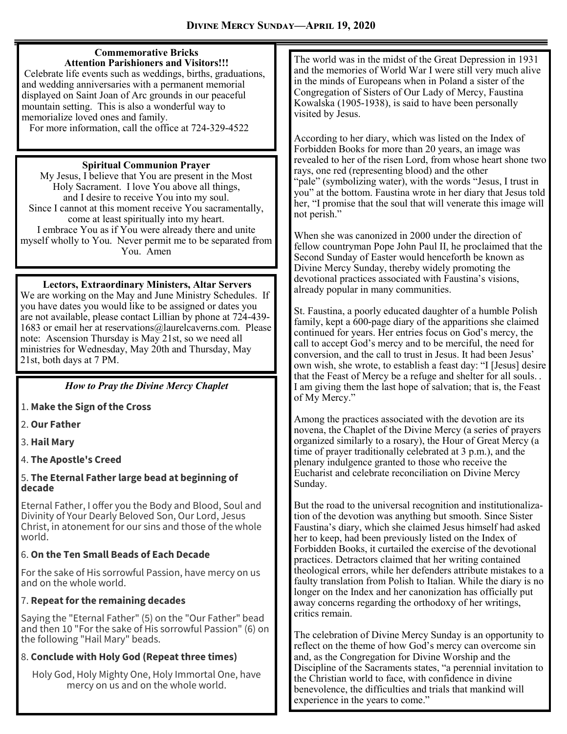# Divine Mercy Sunday—April 19, 2020

### Commemorative Bricks
### Attention Parishioners and Visitors!!!

Celebrate life events such as weddings, births, graduations, and wedding anniversaries with a permanent memorial displayed on Saint Joan of Arc grounds in our peaceful mountain setting. This is also a wonderful way to memorialize loved ones and family.

For more information, call the office at 724-329-4522

### Spiritual Communion Prayer

My Jesus, I believe that You are present in the Most Holy Sacrament. I love You above all things, and I desire to receive You into my soul. Since I cannot at this moment receive You sacramentally, come at least spiritually into my heart. I embrace You as if You were already there and unite myself wholly to You. Never permit me to be separated from You. Amen

### Lectors, Extraordinary Ministers, Altar Servers

We are working on the May and June Ministry Schedules. If you have dates you would like to be assigned or dates you are not available, please contact Lillian by phone at 724-439-1683 or email her at reservations@laurelcaverns.com. Please note: Ascension Thursday is May 21st, so we need all ministries for Wednesday, May 20th and Thursday, May 21st, both days at 7 PM.

### *How to Pray the Divine Mercy Chaplet*

1. **Make the Sign of the Cross**
2. **Our Father**
3. **Hail Mary**
4. **The Apostle's Creed**
5. **The Eternal Father large bead at beginning of decade**

   Eternal Father, I offer you the Body and Blood, Soul and Divinity of Your Dearly Beloved Son, Our Lord, Jesus Christ, in atonement for our sins and those of the whole world.

6. **On the Ten Small Beads of Each Decade**

   For the sake of His sorrowful Passion, have mercy on us and on the whole world.

7. **Repeat for the remaining decades**

   Saying the "Eternal Father" (5) on the "Our Father" bead and then 10 "For the sake of His sorrowful Passion" (6) on the following "Hail Mary" beads.

8. **Conclude with Holy God (Repeat three times)**

   Holy God, Holy Mighty One, Holy Immortal One, have mercy on us and on the whole world.

The world was in the midst of the Great Depression in 1931 and the memories of World War I were still very much alive in the minds of Europeans when in Poland a sister of the Congregation of Sisters of Our Lady of Mercy, Faustina Kowalska (1905-1938), is said to have been personally visited by Jesus.

According to her diary, which was listed on the Index of Forbidden Books for more than 20 years, an image was revealed to her of the risen Lord, from whose heart shone two rays, one red (representing blood) and the other "pale" (symbolizing water), with the words "Jesus, I trust in you" at the bottom. Faustina wrote in her diary that Jesus told her, "I promise that the soul that will venerate this image will not perish."

When she was canonized in 2000 under the direction of fellow countryman Pope John Paul II, he proclaimed that the Second Sunday of Easter would henceforth be known as Divine Mercy Sunday, thereby widely promoting the devotional practices associated with Faustina's visions, already popular in many communities.

St. Faustina, a poorly educated daughter of a humble Polish family, kept a 600-page diary of the apparitions she claimed continued for years. Her entries focus on God's mercy, the call to accept God's mercy and to be merciful, the need for conversion, and the call to trust in Jesus. It had been Jesus' own wish, she wrote, to establish a feast day: "I [Jesus] desire that the Feast of Mercy be a refuge and shelter for all souls. . I am giving them the last hope of salvation; that is, the Feast of My Mercy."

Among the practices associated with the devotion are its novena, the Chaplet of the Divine Mercy (a series of prayers organized similarly to a rosary), the Hour of Great Mercy (a time of prayer traditionally celebrated at 3 p.m.), and the plenary indulgence granted to those who receive the Eucharist and celebrate reconciliation on Divine Mercy Sunday.

But the road to the universal recognition and institutionalization of the devotion was anything but smooth. Since Sister Faustina's diary, which she claimed Jesus himself had asked her to keep, had been previously listed on the Index of Forbidden Books, it curtailed the exercise of the devotional practices. Detractors claimed that her writing contained theological errors, while her defenders attribute mistakes to a faulty translation from Polish to Italian. While the diary is no longer on the Index and her canonization has officially put away concerns regarding the orthodoxy of her writings, critics remain.

The celebration of Divine Mercy Sunday is an opportunity to reflect on the theme of how God's mercy can overcome sin and, as the Congregation for Divine Worship and the Discipline of the Sacraments states, "a perennial invitation to the Christian world to face, with confidence in divine benevolence, the difficulties and trials that mankind will experience in the years to come."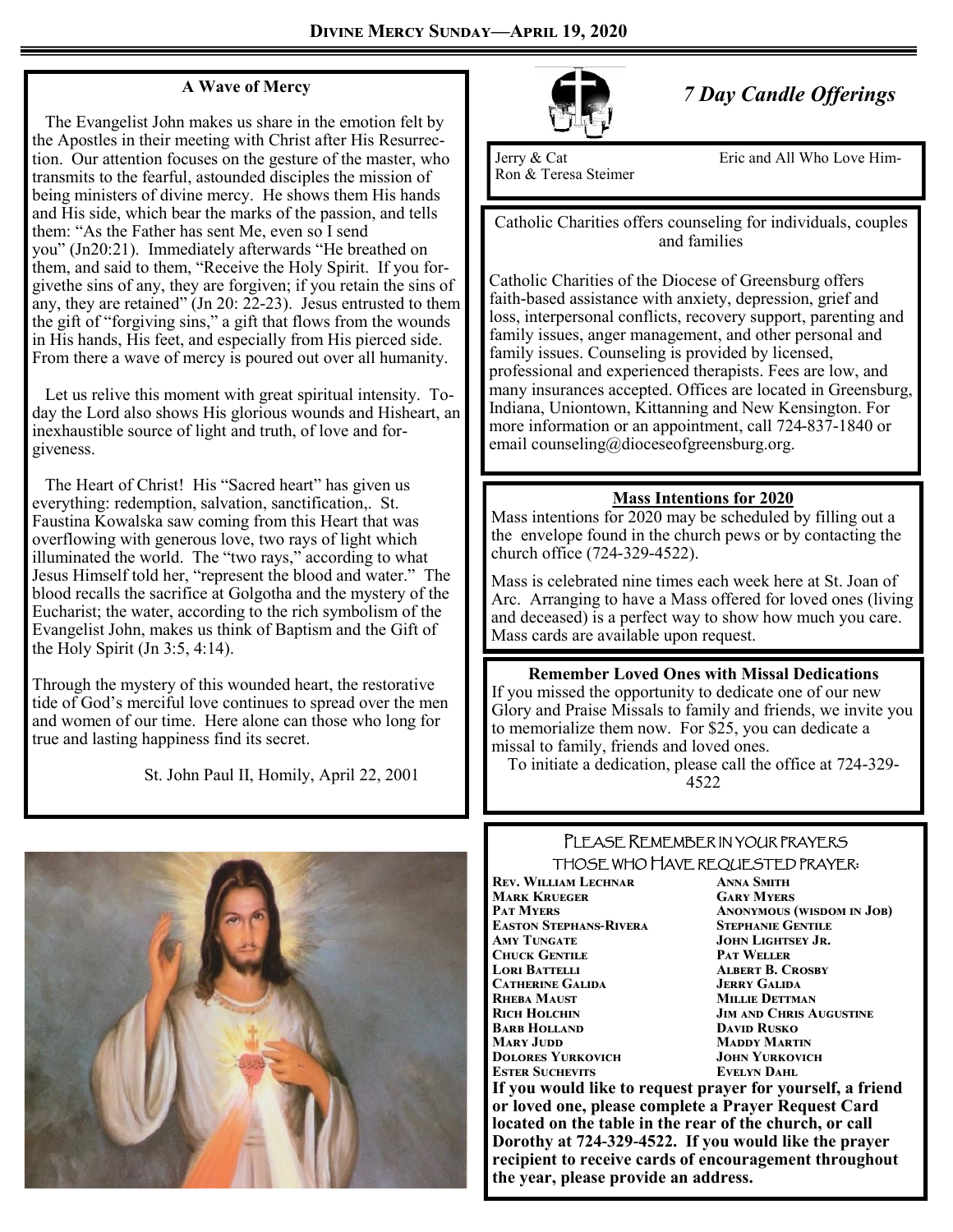## A Wave of Mercy

The Evangelist John makes us share in the emotion felt by the Apostles in their meeting with Christ after His Resurrection. Our attention focuses on the gesture of the master, who transmits to the fearful, astounded disciples the mission of being ministers of divine mercy. He shows them His hands and His side, which bear the marks of the passion, and tells them: "As the Father has sent Me, even so I send you" (Jn20:21). Immediately afterwards "He breathed on them, and said to them, "Receive the Holy Spirit. If you forgivethe sins of any, they are forgiven; if you retain the sins of any, they are retained" (Jn 20: 22-23). Jesus entrusted to them the gift of "forgiving sins," a gift that flows from the wounds in His hands, His feet, and especially from His pierced side. From there a wave of mercy is poured out over all humanity.

Let us relive this moment with great spiritual intensity. Today the Lord also shows His glorious wounds and Hisheart, an inexhaustible source of light and truth, of love and forgiveness.

The Heart of Christ! His "Sacred heart" has given us everything: redemption, salvation, sanctification,. St. Faustina Kowalska saw coming from this Heart that was overflowing with generous love, two rays of light which illuminated the world. The "two rays," according to what Jesus Himself told her, "represent the blood and water." The blood recalls the sacrifice at Golgotha and the mystery of the Eucharist; the water, according to the rich symbolism of the Evangelist John, makes us think of Baptism and the Gift of the Holy Spirit (Jn 3:5, 4:14).

Through the mystery of this wounded heart, the restorative tide of God's merciful love continues to spread over the men and women of our time. Here alone can those who long for true and lasting happiness find its secret.

St. John Paul II, Homily, April 22, 2001

## *7 Day Candle Offerings*

Jerry & Cat
Ron & Teresa Steimer
Eric and All Who Love Him-

Catholic Charities offers counseling for individuals, couples and families

Catholic Charities of the Diocese of Greensburg offers faith-based assistance with anxiety, depression, grief and loss, interpersonal conflicts, recovery support, parenting and family issues, anger management, and other personal and family issues. Counseling is provided by licensed, professional and experienced therapists. Fees are low, and many insurances accepted. Offices are located in Greensburg, Indiana, Uniontown, Kittanning and New Kensington. For more information or an appointment, call 724-837-1840 or email counseling@dioceseofgreensburg.org.

## Mass Intentions for 2020

Mass intentions for 2020 may be scheduled by filling out a the envelope found in the church pews or by contacting the church office (724-329-4522).

Mass is celebrated nine times each week here at St. Joan of Arc. Arranging to have a Mass offered for loved ones (living and deceased) is a perfect way to show how much you care. Mass cards are available upon request.

## Remember Loved Ones with Missal Dedications

If you missed the opportunity to dedicate one of our new Glory and Praise Missals to family and friends, we invite you to memorialize them now. For $25, you can dedicate a missal to family, friends and loved ones.

To initiate a dedication, please call the office at 724-329-4522

## Please Remember in Your Prayers Those Who Have Requested Prayer:

| | |
|---|---|
| Rev. William Lechnar | Anna Smith |
| Mark Krueger | Gary Myers |
| Pat Myers | Anonymous (wisdom in Job) |
| Easton Stephans-Rivera | Stephanie Gentile |
| Amy Tungate | John Lightsey Jr. |
| Chuck Gentile | Pat Weller |
| Lori Battelli | Albert B. Crosby |
| Catherine Galida | Jerry Galida |
| Rheba Maust | Millie Dettman |
| Rich Holchin | Jim and Chris Augustine |
| Barb Holland | David Rusko |
| Mary Judd | Maddy Martin |
| Dolores Yurkovich | John Yurkovich |
| Ester Suchevits | Evelyn Dahl |

**If you would like to request prayer for yourself, a friend or loved one, please complete a Prayer Request Card located on the table in the rear of the church, or call Dorothy at 724-329-4522. If you would like the prayer recipient to receive cards of encouragement throughout the year, please provide an address.**